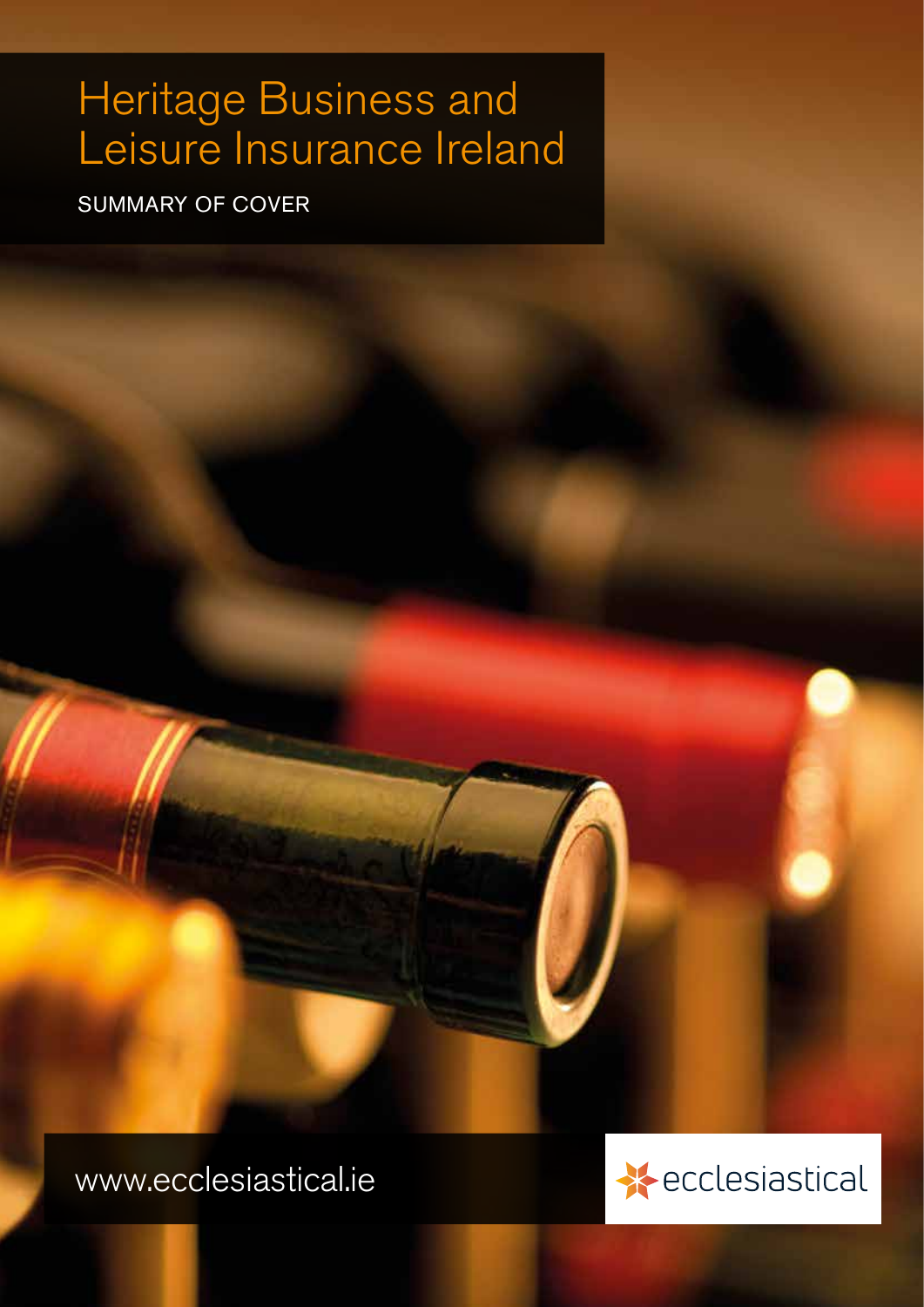# Heritage Business and Leisure Insurance Ireland

SUMMARY OF COVER

www.ecclesiastical.ie

ecclesiastical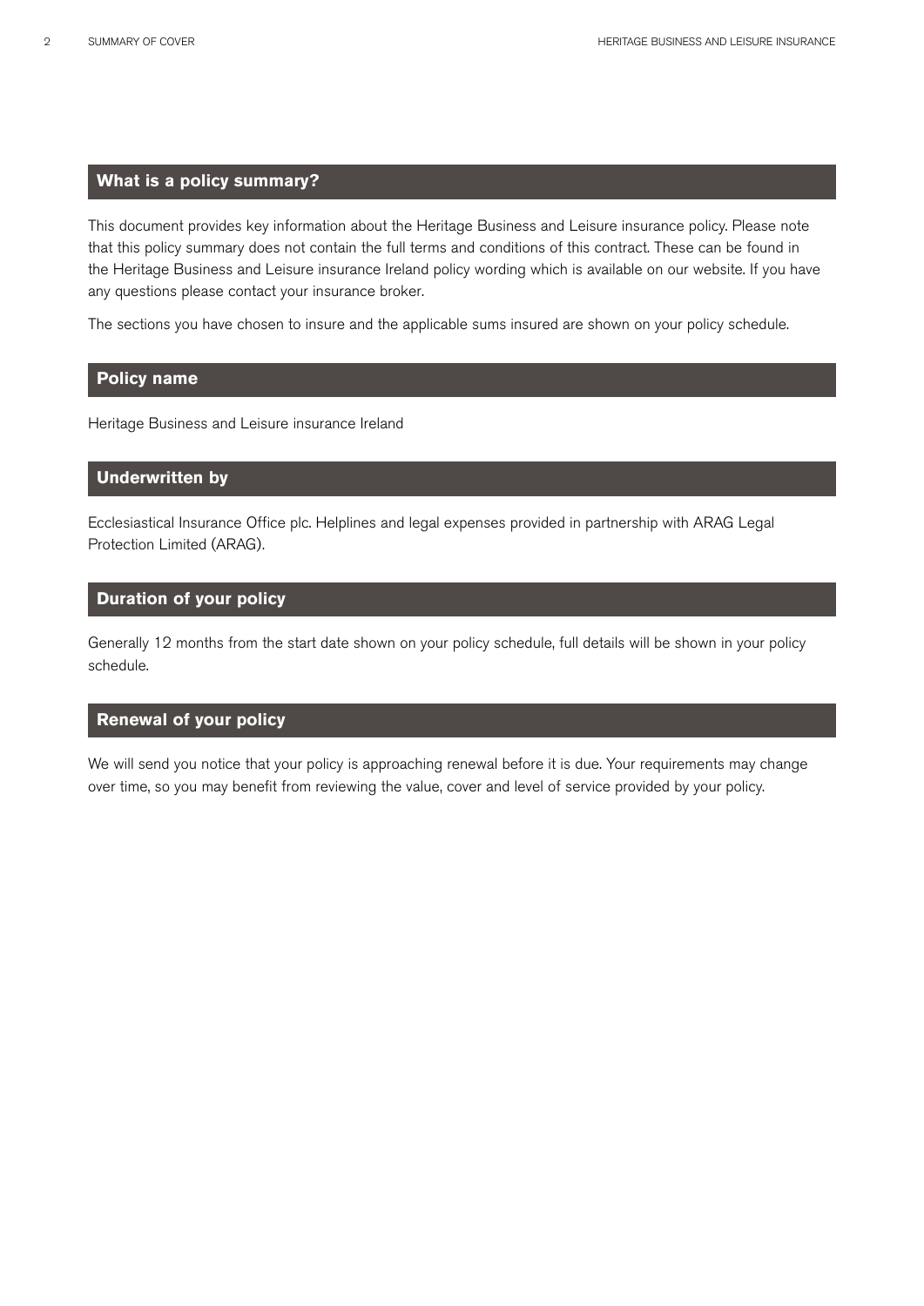## What is a policy summary?

This document provides key information about the Heritage Business and Leisure insurance policy. Please note that this policy summary does not contain the full terms and conditions of this contract. These can be found in the Heritage Business and Leisure insurance Ireland policy wording which is available on our website. If you have any questions please contact your insurance broker.

The sections you have chosen to insure and the applicable sums insured are shown on your policy schedule.

## Policy name

Heritage Business and Leisure insurance Ireland

## Underwritten by

Ecclesiastical Insurance Office plc. Helplines and legal expenses provided in partnership with ARAG Legal Protection Limited (ARAG).

## Duration of your policy

Generally 12 months from the start date shown on your policy schedule, full details will be shown in your policy schedule.

## Renewal of your policy

We will send you notice that your policy is approaching renewal before it is due. Your requirements may change over time, so you may benefit from reviewing the value, cover and level of service provided by your policy.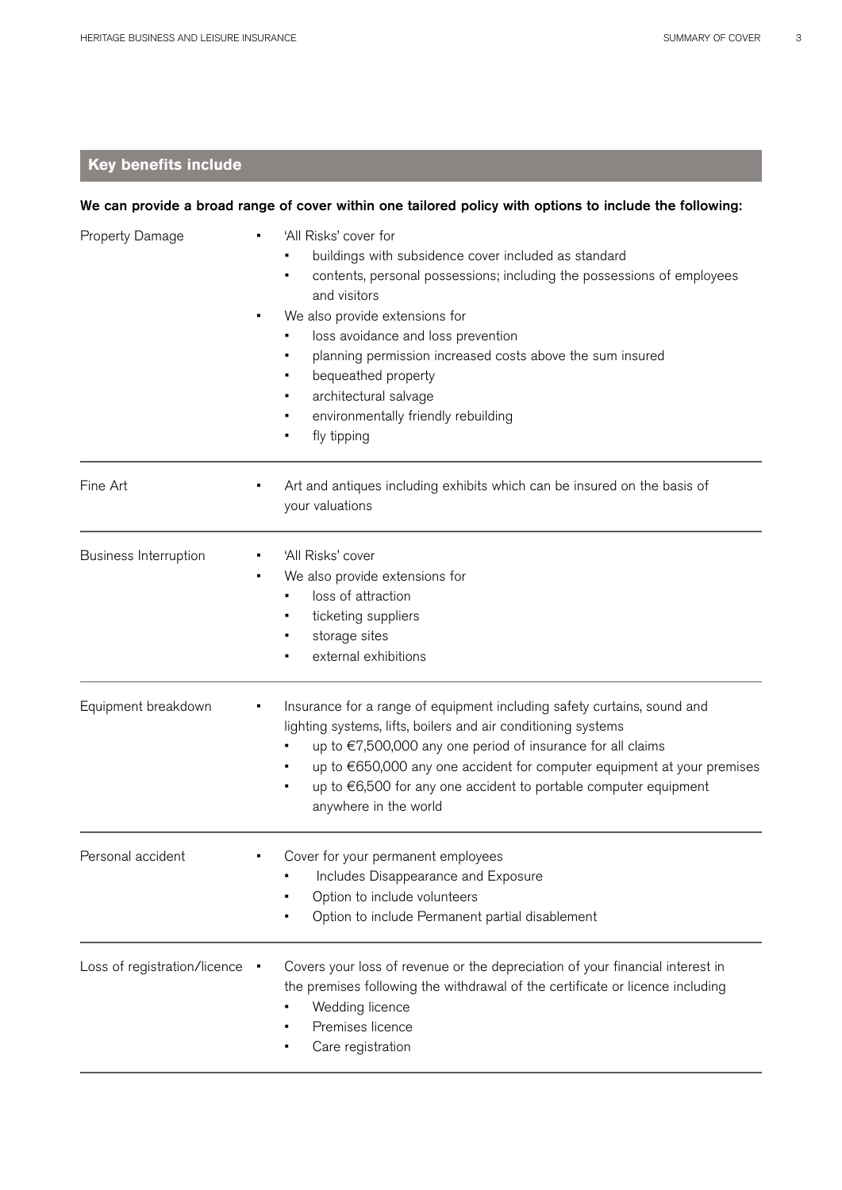## Key benefits include

**We can provide a broad range of cover within one tailored policy with options to include the following:**

| | |
|---|---|
| Property Damage | • 'All Risks' cover for<br>  • buildings with subsidence cover included as standard<br>  • contents, personal possessions; including the possessions of employees and visitors<br>• We also provide extensions for<br>  • loss avoidance and loss prevention<br>  • planning permission increased costs above the sum insured<br>  • bequeathed property<br>  • architectural salvage<br>  • environmentally friendly rebuilding<br>  • fly tipping |
| Fine Art | • Art and antiques including exhibits which can be insured on the basis of your valuations |
| Business Interruption | • 'All Risks' cover<br>• We also provide extensions for<br>  • loss of attraction<br>  • ticketing suppliers<br>  • storage sites<br>  • external exhibitions |
| Equipment breakdown | • Insurance for a range of equipment including safety curtains, sound and lighting systems, lifts, boilers and air conditioning systems<br>  • up to €7,500,000 any one period of insurance for all claims<br>  • up to €650,000 any one accident for computer equipment at your premises<br>  • up to €6,500 for any one accident to portable computer equipment anywhere in the world |
| Personal accident | • Cover for your permanent employees<br>  • Includes Disappearance and Exposure<br>  • Option to include volunteers<br>  • Option to include Permanent partial disablement |
| Loss of registration/licence | • Covers your loss of revenue or the depreciation of your financial interest in the premises following the withdrawal of the certificate or licence including<br>  • Wedding licence<br>  • Premises licence<br>  • Care registration |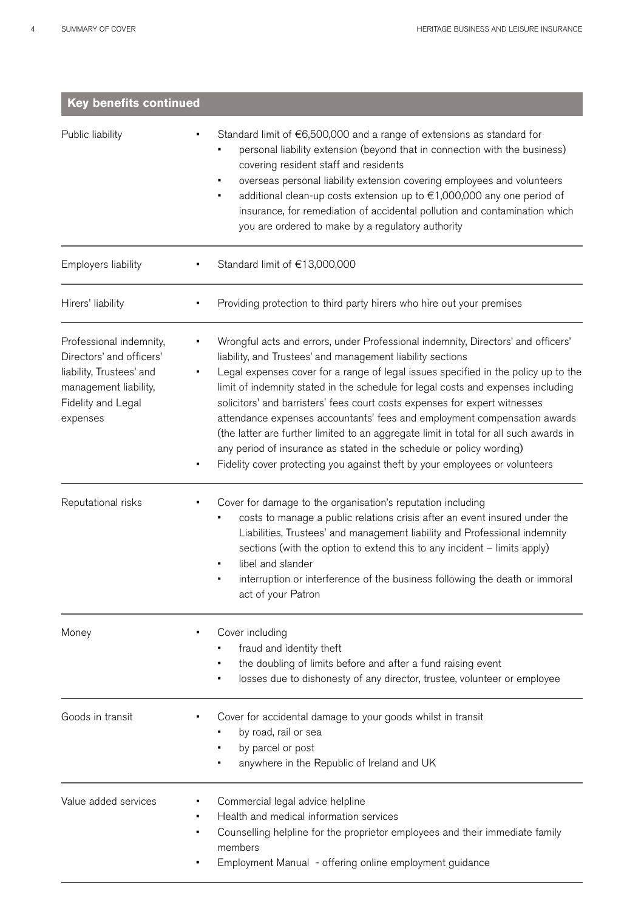## Key benefits continued

| | |
|---|---|
| Public liability | ▪ Standard limit of €6,500,000 and a range of extensions as standard for<br>  ▪ personal liability extension (beyond that in connection with the business) covering resident staff and residents<br>  ▪ overseas personal liability extension covering employees and volunteers<br>  ▪ additional clean-up costs extension up to €1,000,000 any one period of insurance, for remediation of accidental pollution and contamination which you are ordered to make by a regulatory authority |
| Employers liability | ▪ Standard limit of €13,000,000 |
| Hirers' liability | ▪ Providing protection to third party hirers who hire out your premises |
| Professional indemnity, Directors' and officers' liability, Trustees' and management liability, Fidelity and Legal expenses | ▪ Wrongful acts and errors, under Professional indemnity, Directors' and officers' liability, and Trustees' and management liability sections<br>▪ Legal expenses cover for a range of legal issues specified in the policy up to the limit of indemnity stated in the schedule for legal costs and expenses including solicitors' and barristers' fees court costs expenses for expert witnesses attendance expenses accountants' fees and employment compensation awards (the latter are further limited to an aggregate limit in total for all such awards in any period of insurance as stated in the schedule or policy wording)<br>▪ Fidelity cover protecting you against theft by your employees or volunteers |
| Reputational risks | ▪ Cover for damage to the organisation's reputation including<br>  ▪ costs to manage a public relations crisis after an event insured under the Liabilities, Trustees' and management liability and Professional indemnity sections (with the option to extend this to any incident – limits apply)<br>  ▪ libel and slander<br>  ▪ interruption or interference of the business following the death or immoral act of your Patron |
| Money | ▪ Cover including<br>  ▪ fraud and identity theft<br>  ▪ the doubling of limits before and after a fund raising event<br>  ▪ losses due to dishonesty of any director, trustee, volunteer or employee |
| Goods in transit | ▪ Cover for accidental damage to your goods whilst in transit<br>  ▪ by road, rail or sea<br>  ▪ by parcel or post<br>  ▪ anywhere in the Republic of Ireland and UK |
| Value added services | ▪ Commercial legal advice helpline<br>▪ Health and medical information services<br>▪ Counselling helpline for the proprietor employees and their immediate family members<br>▪ Employment Manual - offering online employment guidance |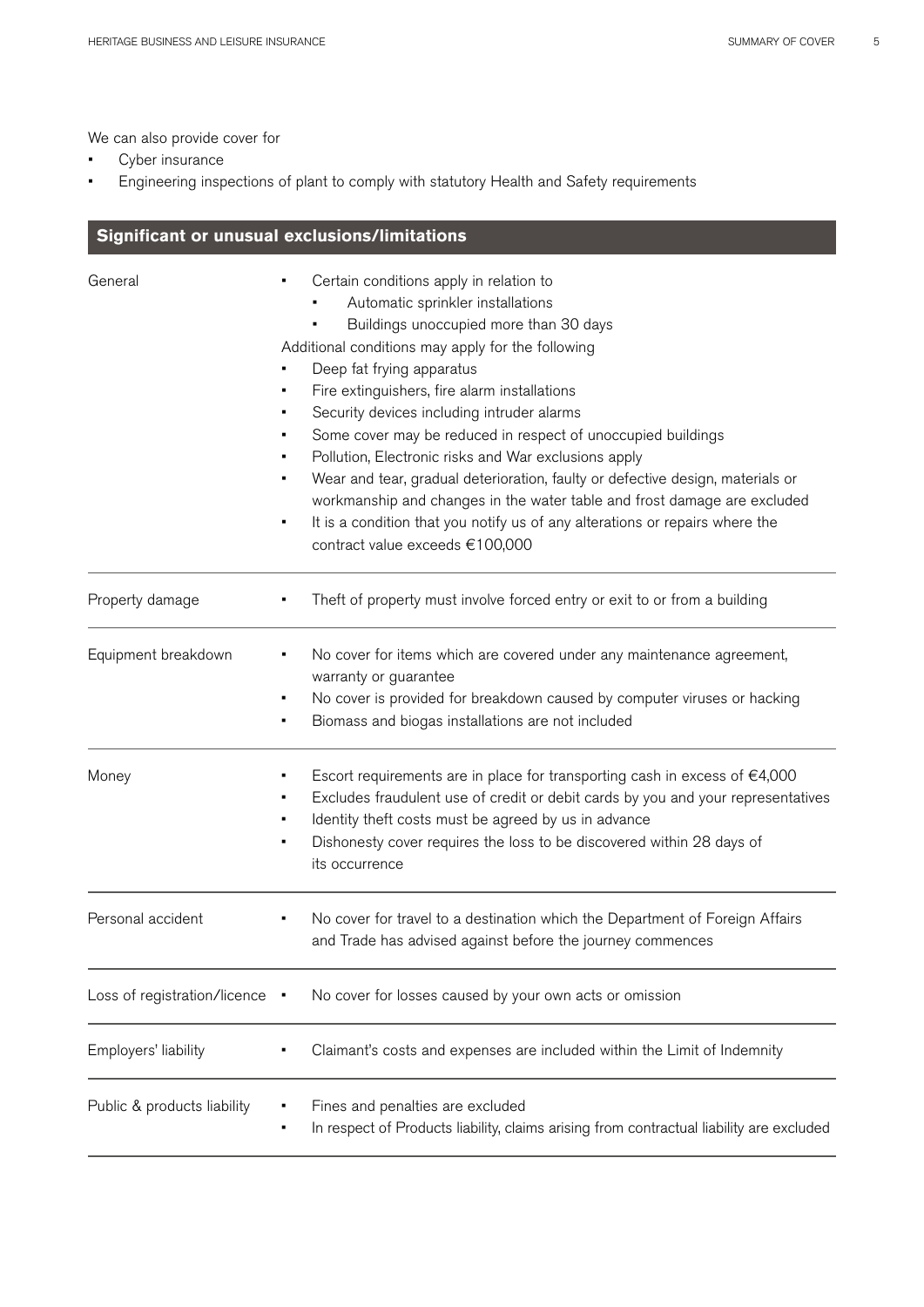We can also provide cover for

- Cyber insurance
- Engineering inspections of plant to comply with statutory Health and Safety requirements

## Significant or unusual exclusions/limitations

| | |
|---|---|
| General | • Certain conditions apply in relation to<br>  ▪ Automatic sprinkler installations<br>  ▪ Buildings unoccupied more than 30 days<br>Additional conditions may apply for the following<br>• Deep fat frying apparatus<br>• Fire extinguishers, fire alarm installations<br>• Security devices including intruder alarms<br>• Some cover may be reduced in respect of unoccupied buildings<br>• Pollution, Electronic risks and War exclusions apply<br>• Wear and tear, gradual deterioration, faulty or defective design, materials or workmanship and changes in the water table and frost damage are excluded<br>• It is a condition that you notify us of any alterations or repairs where the contract value exceeds €100,000 |
| Property damage | • Theft of property must involve forced entry or exit to or from a building |
| Equipment breakdown | • No cover for items which are covered under any maintenance agreement, warranty or guarantee<br>• No cover is provided for breakdown caused by computer viruses or hacking<br>• Biomass and biogas installations are not included |
| Money | • Escort requirements are in place for transporting cash in excess of €4,000<br>• Excludes fraudulent use of credit or debit cards by you and your representatives<br>• Identity theft costs must be agreed by us in advance<br>• Dishonesty cover requires the loss to be discovered within 28 days of its occurrence |
| Personal accident | • No cover for travel to a destination which the Department of Foreign Affairs and Trade has advised against before the journey commences |
| Loss of registration/licence | • No cover for losses caused by your own acts or omission |
| Employers' liability | • Claimant's costs and expenses are included within the Limit of Indemnity |
| Public & products liability | • Fines and penalties are excluded<br>• In respect of Products liability, claims arising from contractual liability are excluded |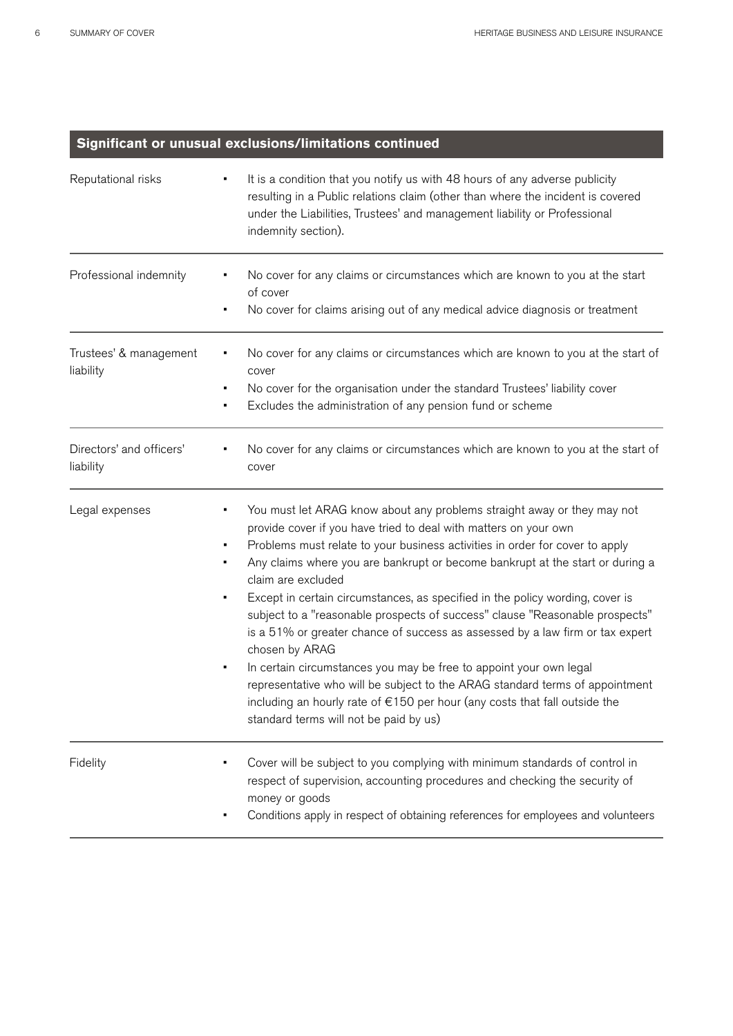## Significant or unusual exclusions/limitations continued

| | |
|---|---|
| Reputational risks | • It is a condition that you notify us with 48 hours of any adverse publicity resulting in a Public relations claim (other than where the incident is covered under the Liabilities, Trustees' and management liability or Professional indemnity section). |
| Professional indemnity | • No cover for any claims or circumstances which are known to you at the start of cover<br>• No cover for claims arising out of any medical advice diagnosis or treatment |
| Trustees' & management liability | • No cover for any claims or circumstances which are known to you at the start of cover<br>• No cover for the organisation under the standard Trustees' liability cover<br>• Excludes the administration of any pension fund or scheme |
| Directors' and officers' liability | • No cover for any claims or circumstances which are known to you at the start of cover |
| Legal expenses | • You must let ARAG know about any problems straight away or they may not provide cover if you have tried to deal with matters on your own<br>• Problems must relate to your business activities in order for cover to apply<br>• Any claims where you are bankrupt or become bankrupt at the start or during a claim are excluded<br>• Except in certain circumstances, as specified in the policy wording, cover is subject to a "reasonable prospects of success" clause "Reasonable prospects" is a 51% or greater chance of success as assessed by a law firm or tax expert chosen by ARAG<br>• In certain circumstances you may be free to appoint your own legal representative who will be subject to the ARAG standard terms of appointment including an hourly rate of €150 per hour (any costs that fall outside the standard terms will not be paid by us) |
| Fidelity | • Cover will be subject to you complying with minimum standards of control in respect of supervision, accounting procedures and checking the security of money or goods<br>• Conditions apply in respect of obtaining references for employees and volunteers |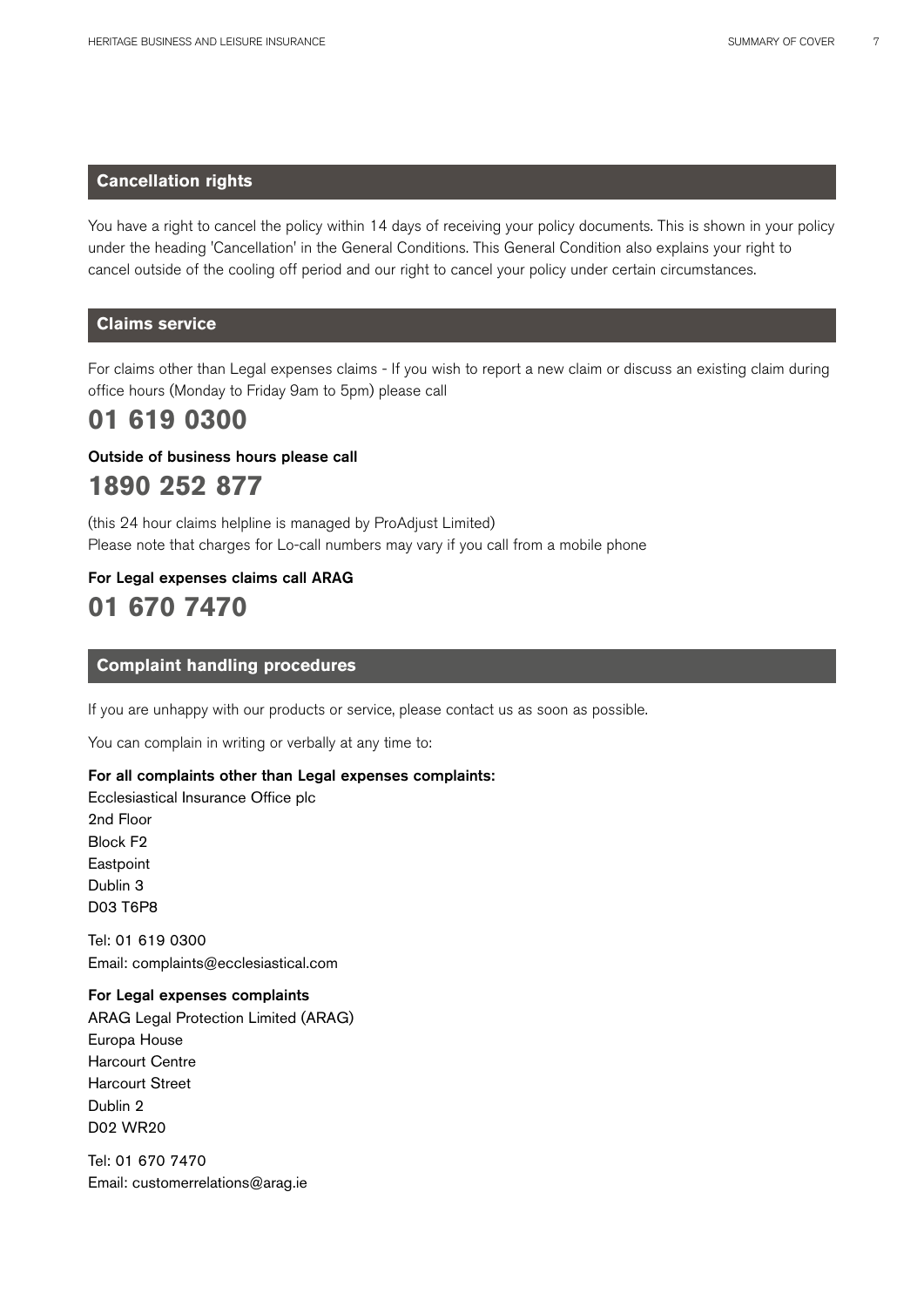## Cancellation rights

You have a right to cancel the policy within 14 days of receiving your policy documents. This is shown in your policy under the heading 'Cancellation' in the General Conditions. This General Condition also explains your right to cancel outside of the cooling off period and our right to cancel your policy under certain circumstances.

## Claims service

For claims other than Legal expenses claims - If you wish to report a new claim or discuss an existing claim during office hours (Monday to Friday 9am to 5pm) please call

# 01 619 0300

**Outside of business hours please call**

# 1890 252 877

(this 24 hour claims helpline is managed by ProAdjust Limited)
Please note that charges for Lo-call numbers may vary if you call from a mobile phone

**For Legal expenses claims call ARAG**

# 01 670 7470

## Complaint handling procedures

If you are unhappy with our products or service, please contact us as soon as possible.

You can complain in writing or verbally at any time to:

**For all complaints other than Legal expenses complaints:**
Ecclesiastical Insurance Office plc
2nd Floor
Block F2
Eastpoint
Dublin 3
D03 T6P8

Tel: 01 619 0300
Email: complaints@ecclesiastical.com

**For Legal expenses complaints**
ARAG Legal Protection Limited (ARAG)
Europa House
Harcourt Centre
Harcourt Street
Dublin 2
D02 WR20

Tel: 01 670 7470
Email: customerrelations@arag.ie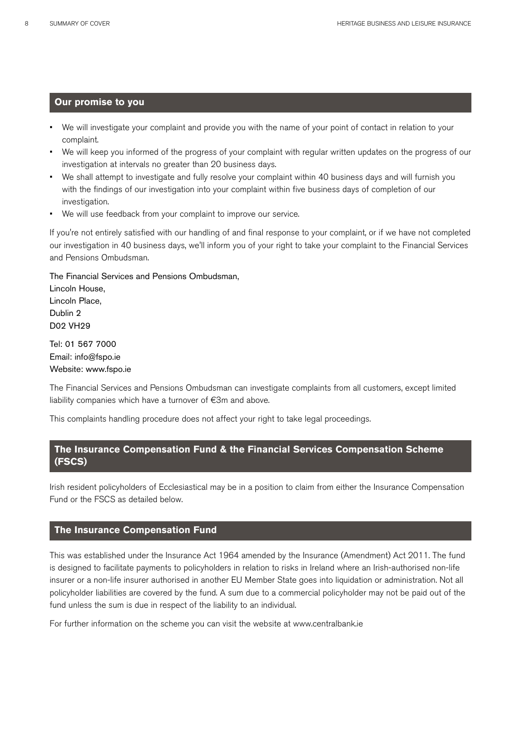## Our promise to you

- We will investigate your complaint and provide you with the name of your point of contact in relation to your complaint.
- We will keep you informed of the progress of your complaint with regular written updates on the progress of our investigation at intervals no greater than 20 business days.
- We shall attempt to investigate and fully resolve your complaint within 40 business days and will furnish you with the findings of our investigation into your complaint within five business days of completion of our investigation.
- We will use feedback from your complaint to improve our service.

If you're not entirely satisfied with our handling of and final response to your complaint, or if we have not completed our investigation in 40 business days, we'll inform you of your right to take your complaint to the Financial Services and Pensions Ombudsman.

The Financial Services and Pensions Ombudsman,
Lincoln House,
Lincoln Place,
Dublin 2
D02 VH29

Tel: 01 567 7000
Email: info@fspo.ie
Website: www.fspo.ie

The Financial Services and Pensions Ombudsman can investigate complaints from all customers, except limited liability companies which have a turnover of €3m and above.

This complaints handling procedure does not affect your right to take legal proceedings.

## The Insurance Compensation Fund & the Financial Services Compensation Scheme (FSCS)

Irish resident policyholders of Ecclesiastical may be in a position to claim from either the Insurance Compensation Fund or the FSCS as detailed below.

## The Insurance Compensation Fund

This was established under the Insurance Act 1964 amended by the Insurance (Amendment) Act 2011. The fund is designed to facilitate payments to policyholders in relation to risks in Ireland where an Irish-authorised non-life insurer or a non-life insurer authorised in another EU Member State goes into liquidation or administration. Not all policyholder liabilities are covered by the fund. A sum due to a commercial policyholder may not be paid out of the fund unless the sum is due in respect of the liability to an individual.

For further information on the scheme you can visit the website at www.centralbank.ie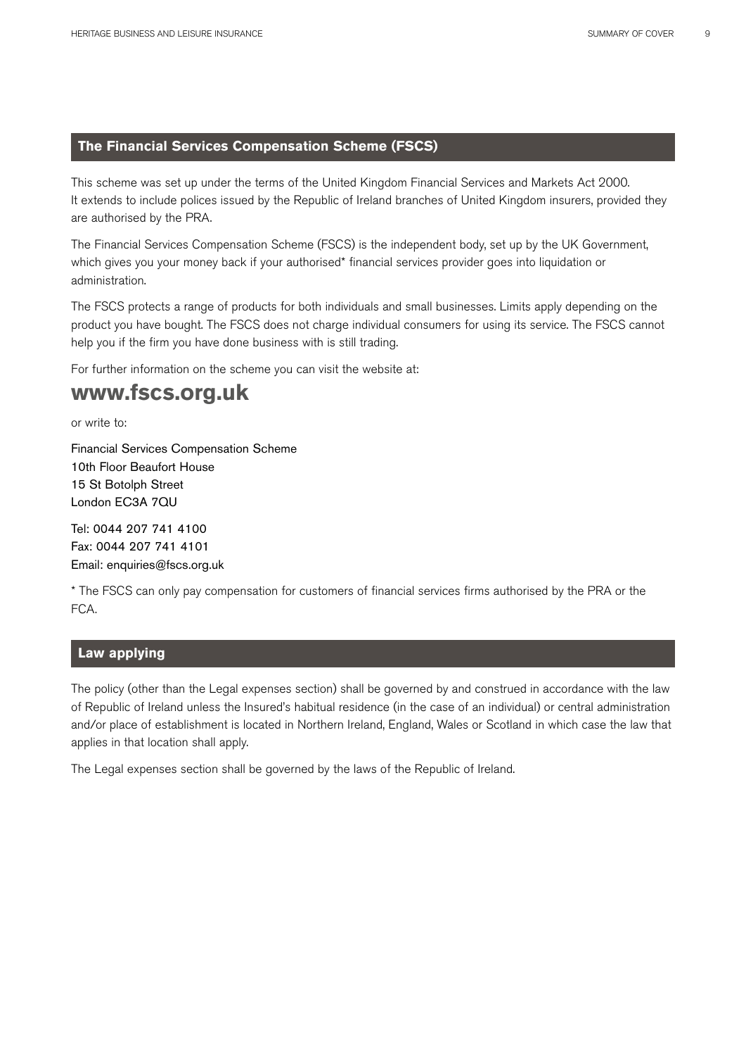## The Financial Services Compensation Scheme (FSCS)

This scheme was set up under the terms of the United Kingdom Financial Services and Markets Act 2000. It extends to include polices issued by the Republic of Ireland branches of United Kingdom insurers, provided they are authorised by the PRA.

The Financial Services Compensation Scheme (FSCS) is the independent body, set up by the UK Government, which gives you your money back if your authorised* financial services provider goes into liquidation or administration.

The FSCS protects a range of products for both individuals and small businesses. Limits apply depending on the product you have bought. The FSCS does not charge individual consumers for using its service. The FSCS cannot help you if the firm you have done business with is still trading.

For further information on the scheme you can visit the website at:

**www.fscs.org.uk**

or write to:

Financial Services Compensation Scheme
10th Floor Beaufort House
15 St Botolph Street
London EC3A 7QU

Tel: 0044 207 741 4100
Fax: 0044 207 741 4101
Email: enquiries@fscs.org.uk

* The FSCS can only pay compensation for customers of financial services firms authorised by the PRA or the FCA.

## Law applying

The policy (other than the Legal expenses section) shall be governed by and construed in accordance with the law of Republic of Ireland unless the Insured's habitual residence (in the case of an individual) or central administration and/or place of establishment is located in Northern Ireland, England, Wales or Scotland in which case the law that applies in that location shall apply.

The Legal expenses section shall be governed by the laws of the Republic of Ireland.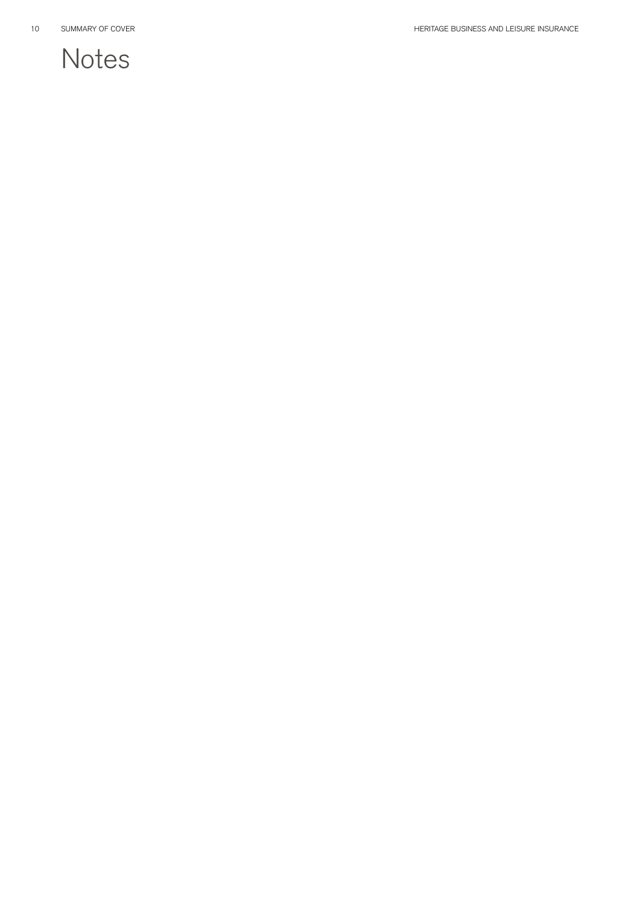# Notes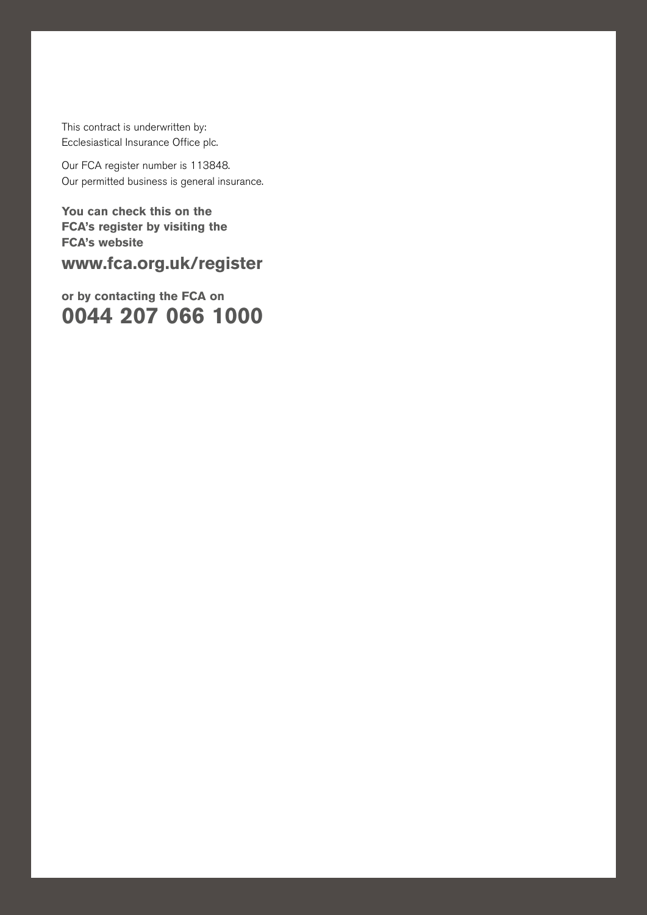This contract is underwritten by:
Ecclesiastical Insurance Office plc.

Our FCA register number is 113848.
Our permitted business is general insurance.

**You can check this on the FCA's register by visiting the FCA's website**

**www.fca.org.uk/register**

**or by contacting the FCA on**

**0044 207 066 1000**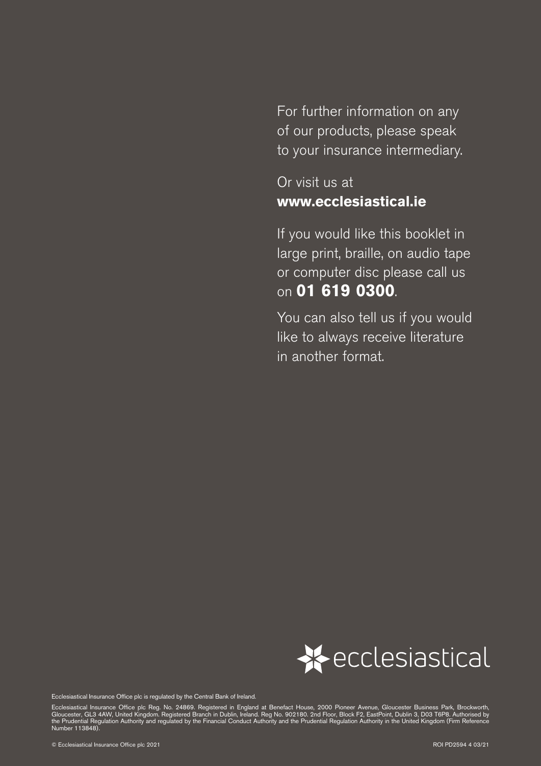For further information on any of our products, please speak to your insurance intermediary.

Or visit us at
**www.ecclesiastical.ie**

If you would like this booklet in large print, braille, on audio tape or computer disc please call us on **01 619 0300**.

You can also tell us if you would like to always receive literature in another format.

ecclesiastical

Ecclesiastical Insurance Office plc is regulated by the Central Bank of Ireland.

Ecclesiastical Insurance Office plc Reg. No. 24869. Registered in England at Benefact House, 2000 Pioneer Avenue, Gloucester Business Park, Brockworth, Gloucester, GL3 4AW, United Kingdom. Registered Branch in Dublin, Ireland. Reg No. 902180. 2nd Floor, Block F2, EastPoint, Dublin 3, D03 T6P8. Authorised by the Prudential Regulation Authority and regulated by the Financial Conduct Authority and the Prudential Regulation Authority in the United Kingdom (Firm Reference Number 113848).

© Ecclesiastical Insurance Office plc 2021

ROI PD2594 4 03/21